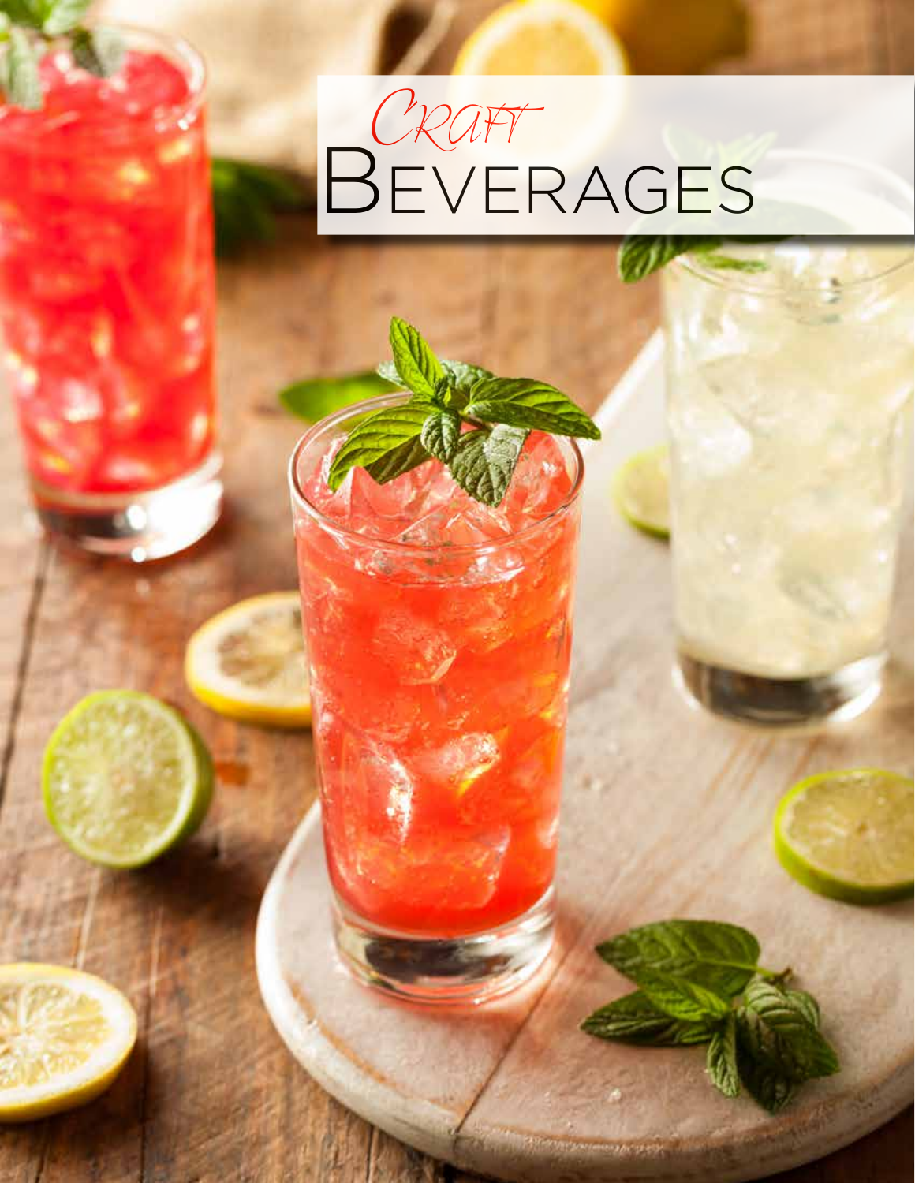# *Craft* Beverages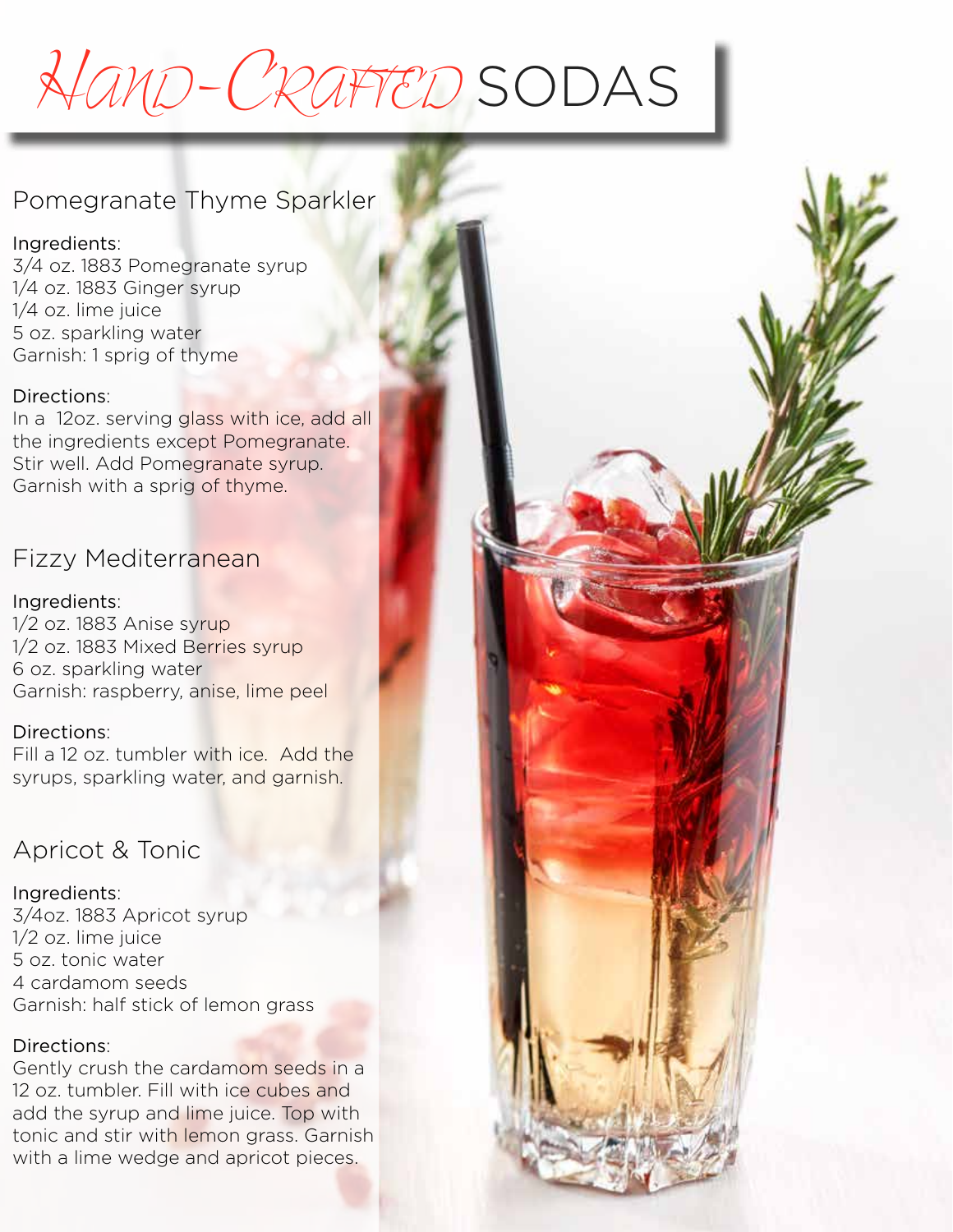# Hand-Crafted SODAS

## Pomegranate Thyme Sparkler

Ingredients:
3/4 oz. 1883 Pomegranate syrup
1/4 oz. 1883 Ginger syrup
1/4 oz. lime juice
5 oz. sparkling water
Garnish: 1 sprig of thyme

Directions:
In a 12oz. serving glass with ice, add all the ingredients except Pomegranate. Stir well. Add Pomegranate syrup. Garnish with a sprig of thyme.

## Fizzy Mediterranean

Ingredients:
1/2 oz. 1883 Anise syrup
1/2 oz. 1883 Mixed Berries syrup
6 oz. sparkling water
Garnish: raspberry, anise, lime peel

Directions:
Fill a 12 oz. tumbler with ice. Add the syrups, sparkling water, and garnish.

## Apricot & Tonic

Ingredients:
3/4oz. 1883 Apricot syrup
1/2 oz. lime juice
5 oz. tonic water
4 cardamom seeds
Garnish: half stick of lemon grass

Directions:
Gently crush the cardamom seeds in a 12 oz. tumbler. Fill with ice cubes and add the syrup and lime juice. Top with tonic and stir with lemon grass. Garnish with a lime wedge and apricot pieces.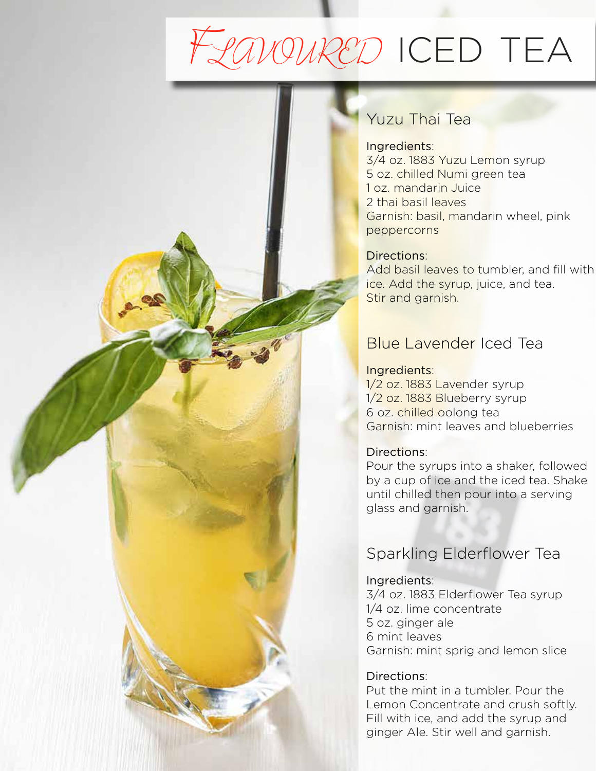# *Flavoured* ICED TEA

## Yuzu Thai Tea

Ingredients:
3/4 oz. 1883 Yuzu Lemon syrup
5 oz. chilled Numi green tea
1 oz. mandarin Juice
2 thai basil leaves
Garnish: basil, mandarin wheel, pink peppercorns

Directions:
Add basil leaves to tumbler, and fill with ice. Add the syrup, juice, and tea. Stir and garnish.

## Blue Lavender Iced Tea

Ingredients:
1/2 oz. 1883 Lavender syrup
1/2 oz. 1883 Blueberry syrup
6 oz. chilled oolong tea
Garnish: mint leaves and blueberries

Directions:
Pour the syrups into a shaker, followed by a cup of ice and the iced tea. Shake until chilled then pour into a serving glass and garnish.

## Sparkling Elderflower Tea

Ingredients:
3/4 oz. 1883 Elderflower Tea syrup
1/4 oz. lime concentrate
5 oz. ginger ale
6 mint leaves
Garnish: mint sprig and lemon slice

Directions:
Put the mint in a tumbler. Pour the Lemon Concentrate and crush softly. Fill with ice, and add the syrup and ginger Ale. Stir well and garnish.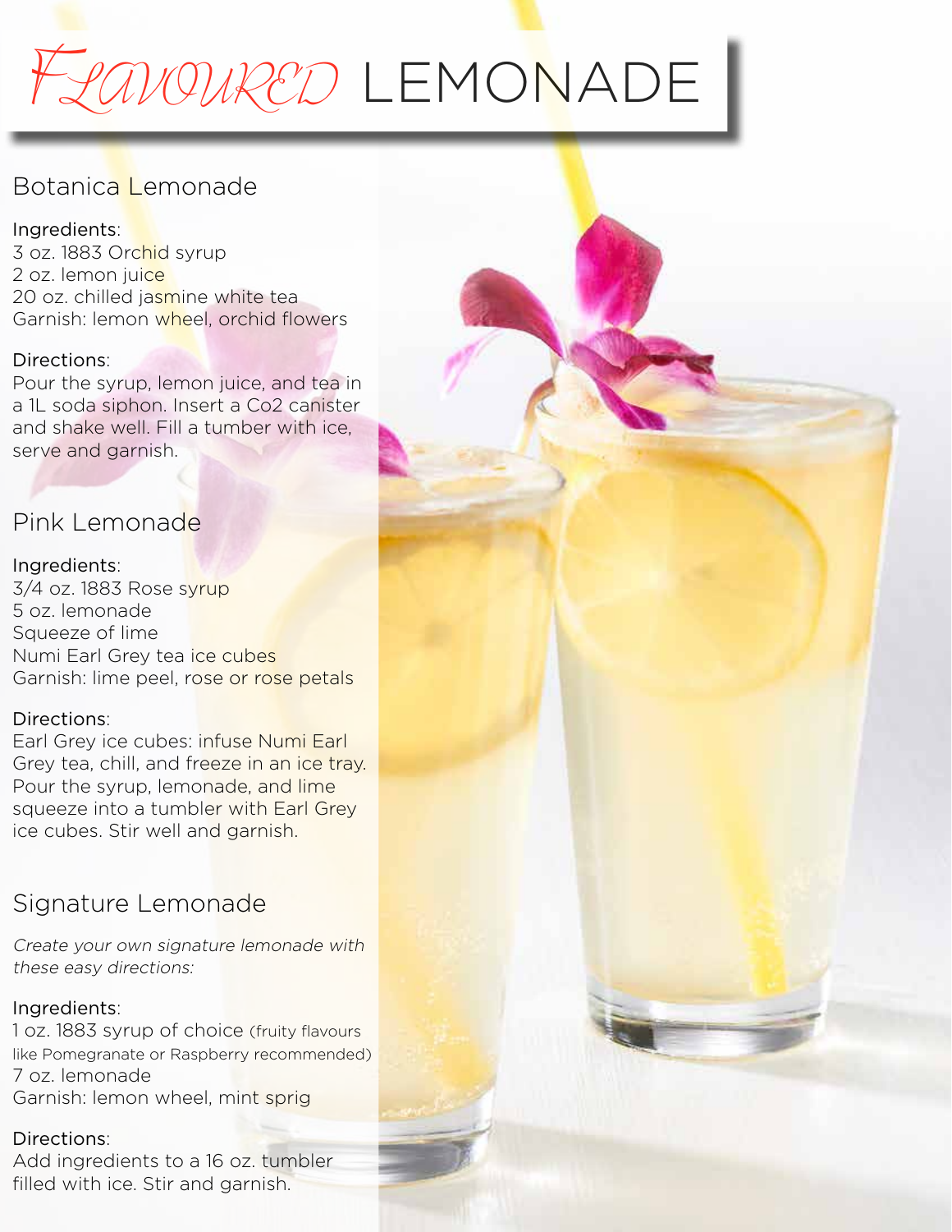# *Flavoured* LEMONADE

## Botanica Lemonade

Ingredients:
3 oz. 1883 Orchid syrup
2 oz. lemon juice
20 oz. chilled jasmine white tea
Garnish: lemon wheel, orchid flowers

Directions:
Pour the syrup, lemon juice, and tea in a 1L soda siphon. Insert a Co2 canister and shake well. Fill a tumber with ice, serve and garnish.

## Pink Lemonade

Ingredients:
3/4 oz. 1883 Rose syrup
5 oz. lemonade
Squeeze of lime
Numi Earl Grey tea ice cubes
Garnish: lime peel, rose or rose petals

Directions:
Earl Grey ice cubes: infuse Numi Earl Grey tea, chill, and freeze in an ice tray. Pour the syrup, lemonade, and lime squeeze into a tumbler with Earl Grey ice cubes. Stir well and garnish.

## Signature Lemonade

*Create your own signature lemonade with these easy directions:*

Ingredients:
1 oz. 1883 syrup of choice (fruity flavours like Pomegranate or Raspberry recommended)
7 oz. lemonade
Garnish: lemon wheel, mint sprig

Directions:
Add ingredients to a 16 oz. tumbler filled with ice. Stir and garnish.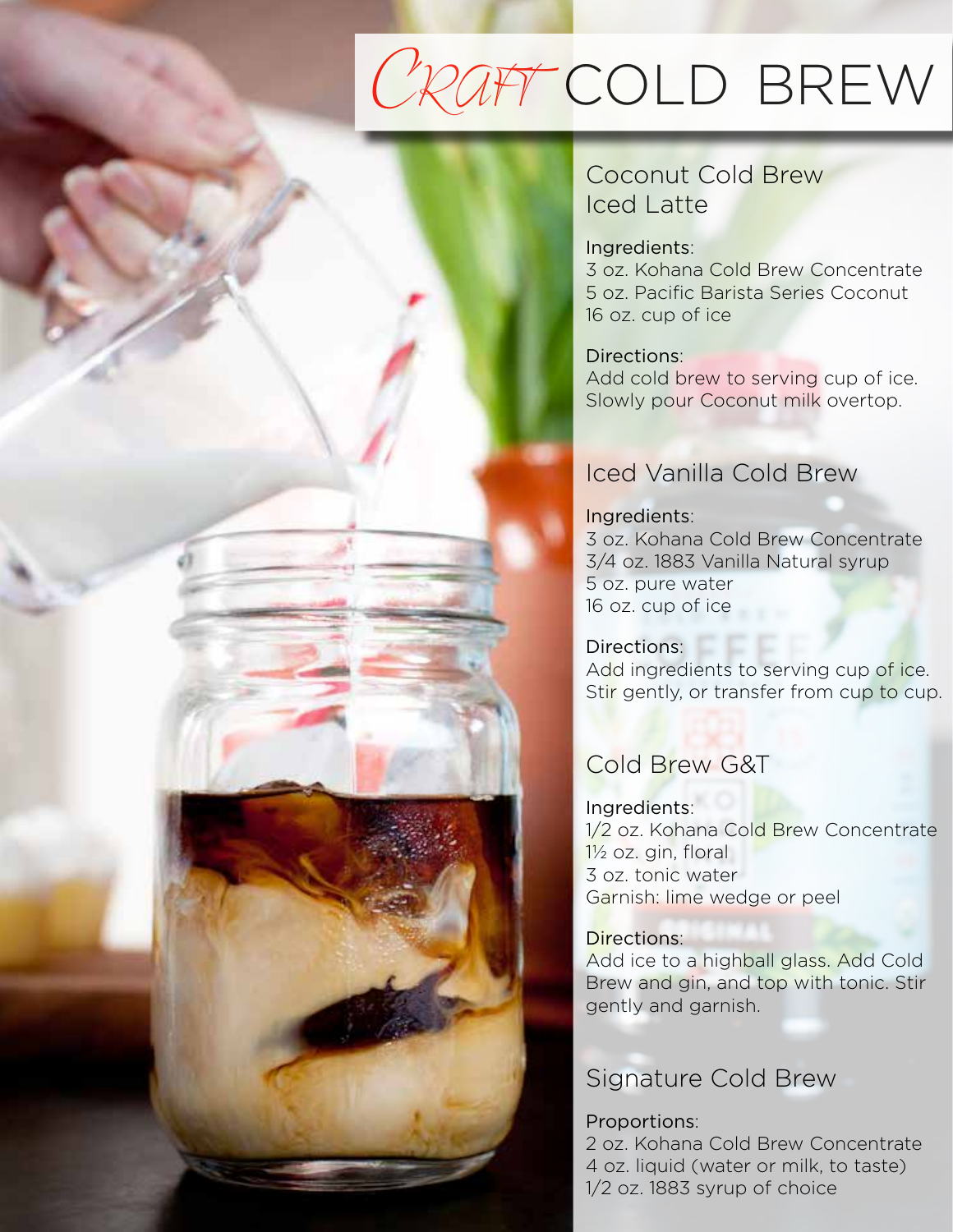# *Craft* COLD BREW

## Coconut Cold Brew Iced Latte

Ingredients:
3 oz. Kohana Cold Brew Concentrate
5 oz. Pacific Barista Series Coconut
16 oz. cup of ice

Directions:
Add cold brew to serving cup of ice. Slowly pour Coconut milk overtop.

## Iced Vanilla Cold Brew

Ingredients:
3 oz. Kohana Cold Brew Concentrate
3/4 oz. 1883 Vanilla Natural syrup
5 oz. pure water
16 oz. cup of ice

Directions:
Add ingredients to serving cup of ice. Stir gently, or transfer from cup to cup.

## Cold Brew G&T

Ingredients:
1/2 oz. Kohana Cold Brew Concentrate
1½ oz. gin, floral
3 oz. tonic water
Garnish: lime wedge or peel

Directions:
Add ice to a highball glass. Add Cold Brew and gin, and top with tonic. Stir gently and garnish.

## Signature Cold Brew

Proportions:
2 oz. Kohana Cold Brew Concentrate
4 oz. liquid (water or milk, to taste)
1/2 oz. 1883 syrup of choice